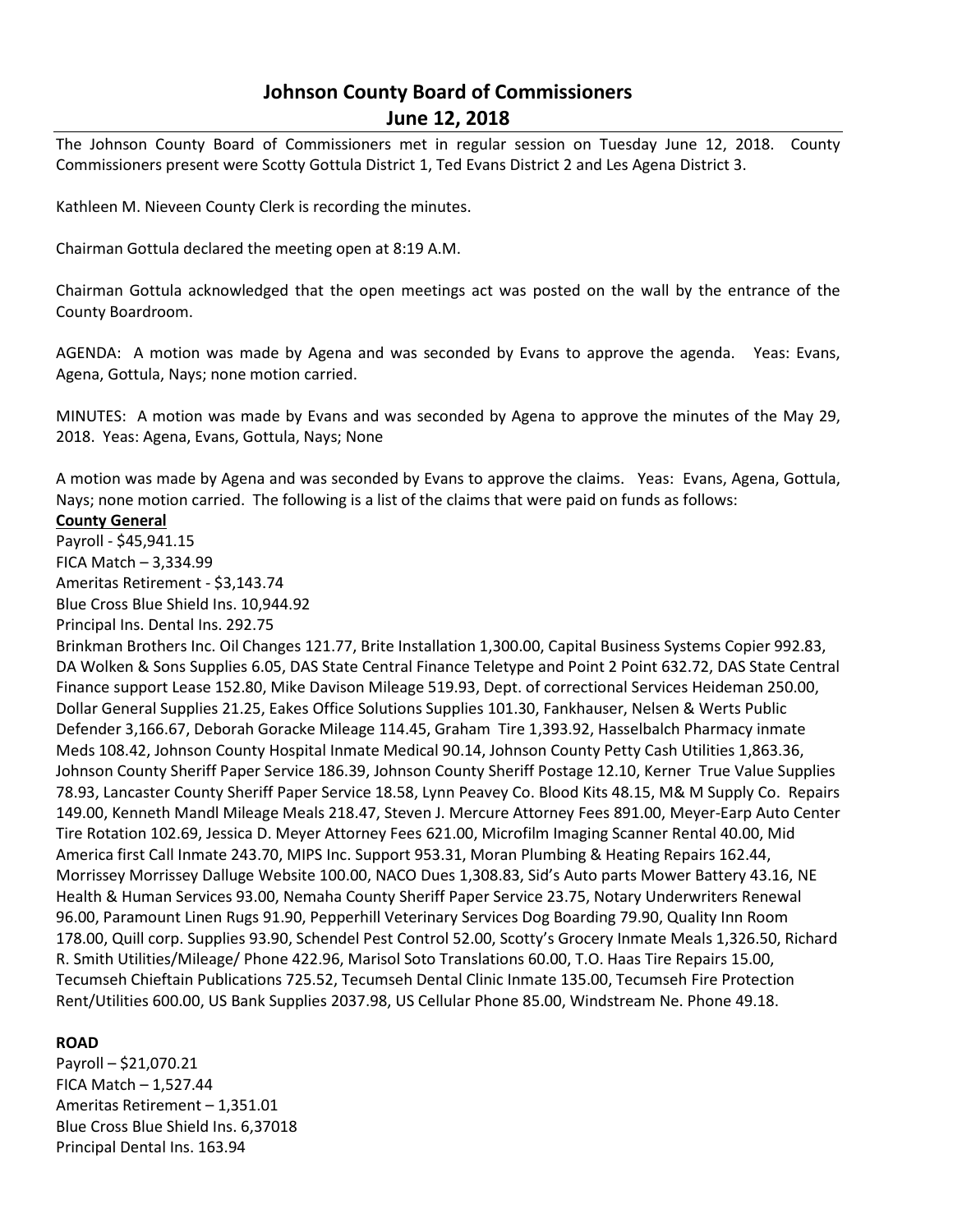# Johnson County Board of Commissioners
## June 12, 2018

The Johnson County Board of Commissioners met in regular session on Tuesday June 12, 2018. County Commissioners present were Scotty Gottula District 1, Ted Evans District 2 and Les Agena District 3.

Kathleen M. Nieveen County Clerk is recording the minutes.

Chairman Gottula declared the meeting open at 8:19 A.M.

Chairman Gottula acknowledged that the open meetings act was posted on the wall by the entrance of the County Boardroom.

AGENDA: A motion was made by Agena and was seconded by Evans to approve the agenda. Yeas: Evans, Agena, Gottula, Nays; none motion carried.

MINUTES: A motion was made by Evans and was seconded by Agena to approve the minutes of the May 29, 2018. Yeas: Agena, Evans, Gottula, Nays; None

A motion was made by Agena and was seconded by Evans to approve the claims. Yeas: Evans, Agena, Gottula, Nays; none motion carried. The following is a list of the claims that were paid on funds as follows:

**County General**

Payroll - $45,941.15
FICA Match – 3,334.99
Ameritas Retirement - $3,143.74
Blue Cross Blue Shield Ins. 10,944.92
Principal Ins. Dental Ins. 292.75
Brinkman Brothers Inc. Oil Changes 121.77, Brite Installation 1,300.00, Capital Business Systems Copier 992.83, DA Wolken & Sons Supplies 6.05, DAS State Central Finance Teletype and Point 2 Point 632.72, DAS State Central Finance support Lease 152.80, Mike Davison Mileage 519.93, Dept. of correctional Services Heideman 250.00, Dollar General Supplies 21.25, Eakes Office Solutions Supplies 101.30, Fankhauser, Nelsen & Werts Public Defender 3,166.67, Deborah Goracke Mileage 114.45, Graham Tire 1,393.92, Hasselbalch Pharmacy inmate Meds 108.42, Johnson County Hospital Inmate Medical 90.14, Johnson County Petty Cash Utilities 1,863.36, Johnson County Sheriff Paper Service 186.39, Johnson County Sheriff Postage 12.10, Kerner True Value Supplies 78.93, Lancaster County Sheriff Paper Service 18.58, Lynn Peavey Co. Blood Kits 48.15, M& M Supply Co. Repairs 149.00, Kenneth Mandl Mileage Meals 218.47, Steven J. Mercure Attorney Fees 891.00, Meyer-Earp Auto Center Tire Rotation 102.69, Jessica D. Meyer Attorney Fees 621.00, Microfilm Imaging Scanner Rental 40.00, Mid America first Call Inmate 243.70, MIPS Inc. Support 953.31, Moran Plumbing & Heating Repairs 162.44, Morrissey Morrissey Dalluge Website 100.00, NACO Dues 1,308.83, Sid's Auto parts Mower Battery 43.16, NE Health & Human Services 93.00, Nemaha County Sheriff Paper Service 23.75, Notary Underwriters Renewal 96.00, Paramount Linen Rugs 91.90, Pepperhill Veterinary Services Dog Boarding 79.90, Quality Inn Room 178.00, Quill corp. Supplies 93.90, Schendel Pest Control 52.00, Scotty's Grocery Inmate Meals 1,326.50, Richard R. Smith Utilities/Mileage/ Phone 422.96, Marisol Soto Translations 60.00, T.O. Haas Tire Repairs 15.00, Tecumseh Chieftain Publications 725.52, Tecumseh Dental Clinic Inmate 135.00, Tecumseh Fire Protection Rent/Utilities 600.00, US Bank Supplies 2037.98, US Cellular Phone 85.00, Windstream Ne. Phone 49.18.

**ROAD**

Payroll – $21,070.21
FICA Match – 1,527.44
Ameritas Retirement – 1,351.01
Blue Cross Blue Shield Ins. 6,37018
Principal Dental Ins. 163.94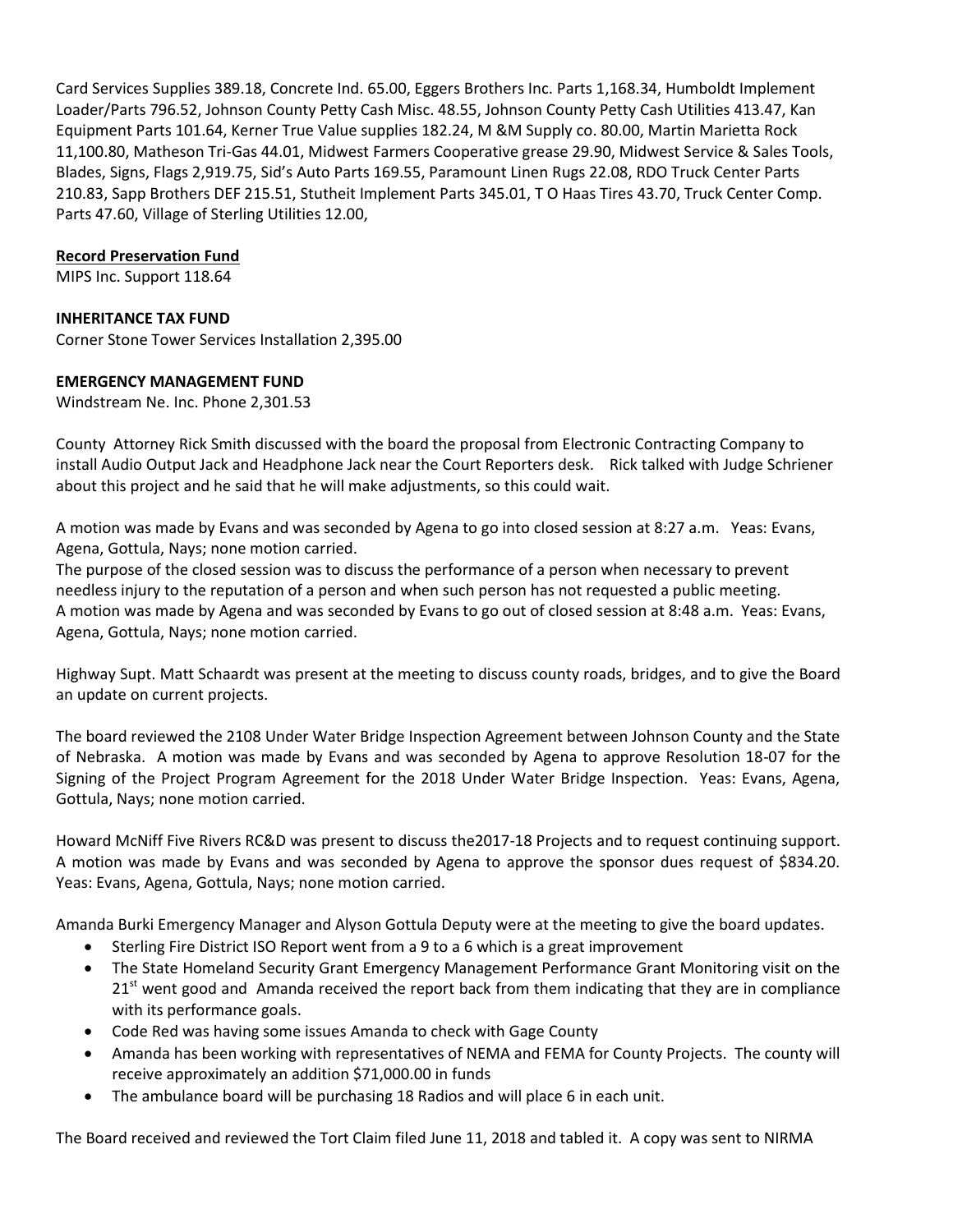Card Services Supplies 389.18, Concrete Ind. 65.00, Eggers Brothers Inc. Parts 1,168.34, Humboldt Implement Loader/Parts 796.52, Johnson County Petty Cash Misc. 48.55, Johnson County Petty Cash Utilities 413.47, Kan Equipment Parts 101.64, Kerner True Value supplies 182.24, M &M Supply co. 80.00, Martin Marietta Rock 11,100.80, Matheson Tri-Gas 44.01, Midwest Farmers Cooperative grease 29.90, Midwest Service & Sales Tools, Blades, Signs, Flags 2,919.75, Sid's Auto Parts 169.55, Paramount Linen Rugs 22.08, RDO Truck Center Parts 210.83, Sapp Brothers DEF 215.51, Stutheit Implement Parts 345.01, T O Haas Tires 43.70, Truck Center Comp. Parts 47.60, Village of Sterling Utilities 12.00,

**Record Preservation Fund**

MIPS Inc. Support 118.64

**INHERITANCE TAX FUND**

Corner Stone Tower Services Installation 2,395.00

**EMERGENCY MANAGEMENT FUND**

Windstream Ne. Inc. Phone 2,301.53

County Attorney Rick Smith discussed with the board the proposal from Electronic Contracting Company to install Audio Output Jack and Headphone Jack near the Court Reporters desk. Rick talked with Judge Schriener about this project and he said that he will make adjustments, so this could wait.

A motion was made by Evans and was seconded by Agena to go into closed session at 8:27 a.m. Yeas: Evans, Agena, Gottula, Nays; none motion carried.
The purpose of the closed session was to discuss the performance of a person when necessary to prevent needless injury to the reputation of a person and when such person has not requested a public meeting.
A motion was made by Agena and was seconded by Evans to go out of closed session at 8:48 a.m. Yeas: Evans, Agena, Gottula, Nays; none motion carried.

Highway Supt. Matt Schaardt was present at the meeting to discuss county roads, bridges, and to give the Board an update on current projects.

The board reviewed the 2108 Under Water Bridge Inspection Agreement between Johnson County and the State of Nebraska. A motion was made by Evans and was seconded by Agena to approve Resolution 18-07 for the Signing of the Project Program Agreement for the 2018 Under Water Bridge Inspection. Yeas: Evans, Agena, Gottula, Nays; none motion carried.

Howard McNiff Five Rivers RC&D was present to discuss the2017-18 Projects and to request continuing support. A motion was made by Evans and was seconded by Agena to approve the sponsor dues request of $834.20. Yeas: Evans, Agena, Gottula, Nays; none motion carried.

Amanda Burki Emergency Manager and Alyson Gottula Deputy were at the meeting to give the board updates.

- Sterling Fire District ISO Report went from a 9 to a 6 which is a great improvement
- The State Homeland Security Grant Emergency Management Performance Grant Monitoring visit on the 21st went good and Amanda received the report back from them indicating that they are in compliance with its performance goals.
- Code Red was having some issues Amanda to check with Gage County
- Amanda has been working with representatives of NEMA and FEMA for County Projects. The county will receive approximately an addition $71,000.00 in funds
- The ambulance board will be purchasing 18 Radios and will place 6 in each unit.

The Board received and reviewed the Tort Claim filed June 11, 2018 and tabled it. A copy was sent to NIRMA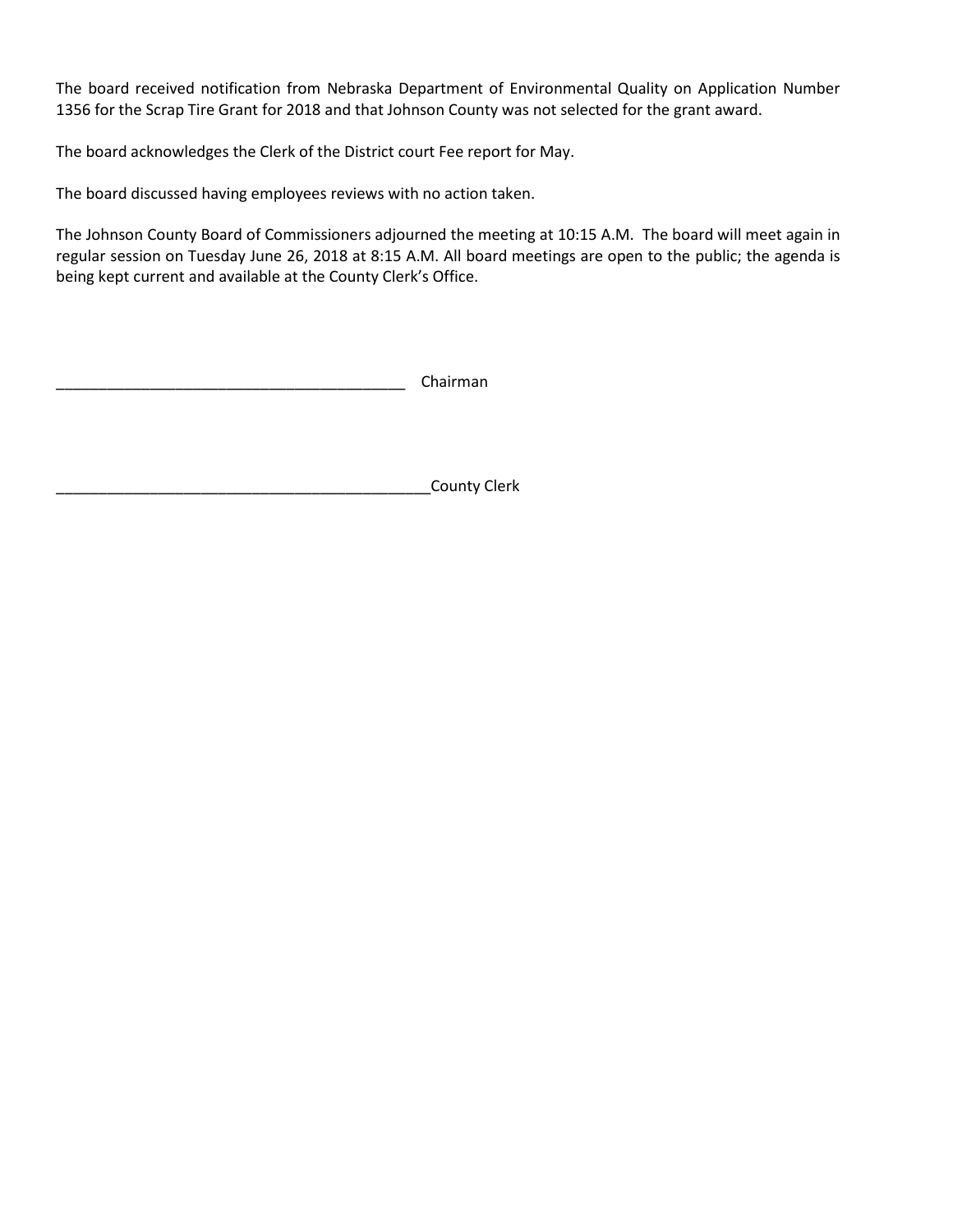The board received notification from Nebraska Department of Environmental Quality on Application Number 1356 for the Scrap Tire Grant for 2018 and that Johnson County was not selected for the grant award.

The board acknowledges the Clerk of the District court Fee report for May.

The board discussed having employees reviews with no action taken.

The Johnson County Board of Commissioners adjourned the meeting at 10:15 A.M. The board will meet again in regular session on Tuesday June 26, 2018 at 8:15 A.M. All board meetings are open to the public; the agenda is being kept current and available at the County Clerk's Office.

\_\_\_\_\_\_\_\_\_\_\_\_\_\_\_\_\_\_\_\_\_\_\_\_\_\_\_\_\_\_\_\_\_\_\_\_\_\_\_\_\_\_ Chairman

\_\_\_\_\_\_\_\_\_\_\_\_\_\_\_\_\_\_\_\_\_\_\_\_\_\_\_\_\_\_\_\_\_\_\_\_\_\_\_\_\_\_\_\_\_County Clerk